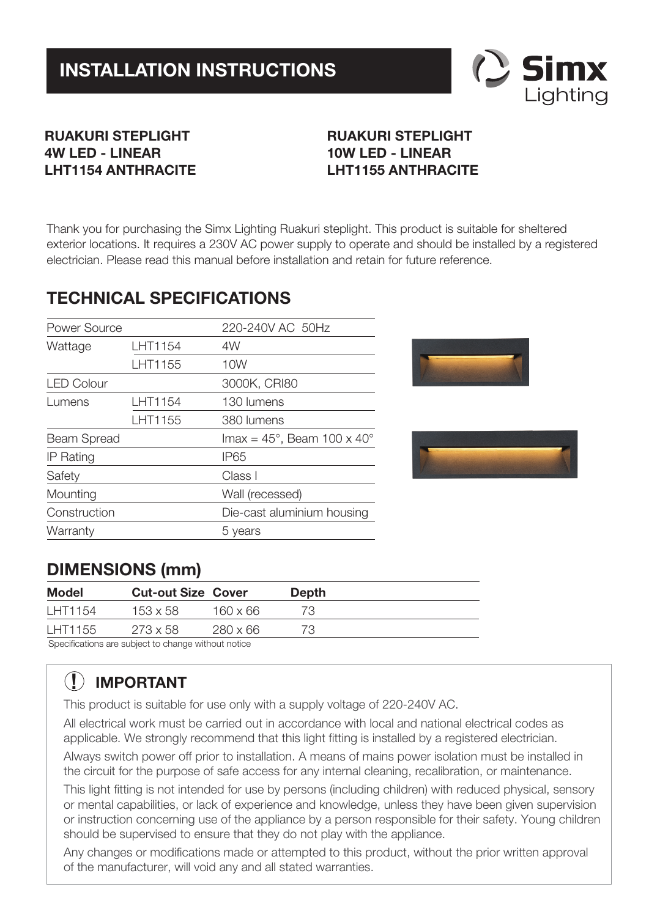# INSTALLATION INSTRUCTIONS

Simx Lighting

**RUAKURI STEPLIGHT**
**4W LED - LINEAR**
**LHT1154 ANTHRACITE**

**RUAKURI STEPLIGHT**
**10W LED - LINEAR**
**LHT1155 ANTHRACITE**

Thank you for purchasing the Simx Lighting Ruakuri steplight. This product is suitable for sheltered exterior locations. It requires a 230V AC power supply to operate and should be installed by a registered electrician. Please read this manual before installation and retain for future reference.

## TECHNICAL SPECIFICATIONS

| | | |
|---|---|---|
| Power Source | | 220-240V AC 50Hz |
| Wattage | LHT1154 | 4W |
| | LHT1155 | 10W |
| LED Colour | | 3000K, CRI80 |
| Lumens | LHT1154 | 130 lumens |
| | LHT1155 | 380 lumens |
| Beam Spread | | Imax = 45°, Beam 100 x 40° |
| IP Rating | | IP65 |
| Safety | | Class I |
| Mounting | | Wall (recessed) |
| Construction | | Die-cast aluminium housing |
| Warranty | | 5 years |

## DIMENSIONS (mm)

| Model | Cut-out Size | Cover | Depth |
|---|---|---|---|
| LHT1154 | 153 x 58 | 160 x 66 | 73 |
| LHT1155 | 273 x 58 | 280 x 66 | 73 |

Specifications are subject to change without notice

## IMPORTANT

This product is suitable for use only with a supply voltage of 220-240V AC.

All electrical work must be carried out in accordance with local and national electrical codes as applicable. We strongly recommend that this light fitting is installed by a registered electrician.

Always switch power off prior to installation. A means of mains power isolation must be installed in the circuit for the purpose of safe access for any internal cleaning, recalibration, or maintenance.

This light fitting is not intended for use by persons (including children) with reduced physical, sensory or mental capabilities, or lack of experience and knowledge, unless they have been given supervision or instruction concerning use of the appliance by a person responsible for their safety. Young children should be supervised to ensure that they do not play with the appliance.

Any changes or modifications made or attempted to this product, without the prior written approval of the manufacturer, will void any and all stated warranties.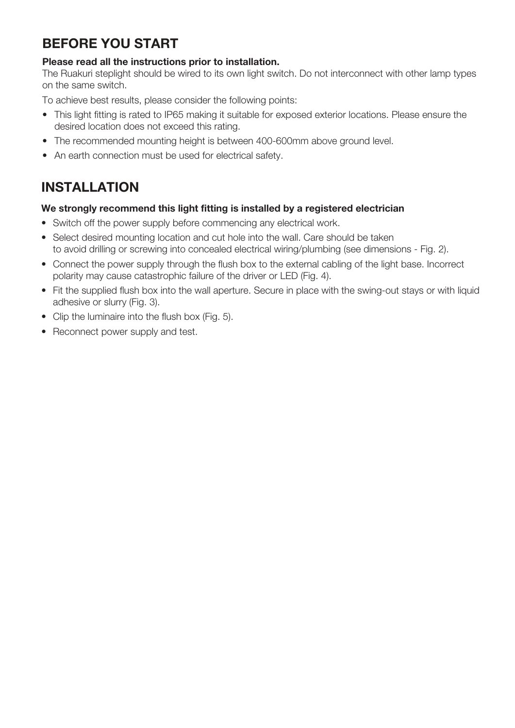## BEFORE YOU START

**Please read all the instructions prior to installation.**

The Ruakuri steplight should be wired to its own light switch. Do not interconnect with other lamp types on the same switch.

To achieve best results, please consider the following points:

- This light fitting is rated to IP65 making it suitable for exposed exterior locations. Please ensure the desired location does not exceed this rating.
- The recommended mounting height is between 400-600mm above ground level.
- An earth connection must be used for electrical safety.

## INSTALLATION

**We strongly recommend this light fitting is installed by a registered electrician**

- Switch off the power supply before commencing any electrical work.
- Select desired mounting location and cut hole into the wall. Care should be taken to avoid drilling or screwing into concealed electrical wiring/plumbing (see dimensions - Fig. 2).
- Connect the power supply through the flush box to the external cabling of the light base. Incorrect polarity may cause catastrophic failure of the driver or LED (Fig. 4).
- Fit the supplied flush box into the wall aperture. Secure in place with the swing-out stays or with liquid adhesive or slurry (Fig. 3).
- Clip the luminaire into the flush box (Fig. 5).
- Reconnect power supply and test.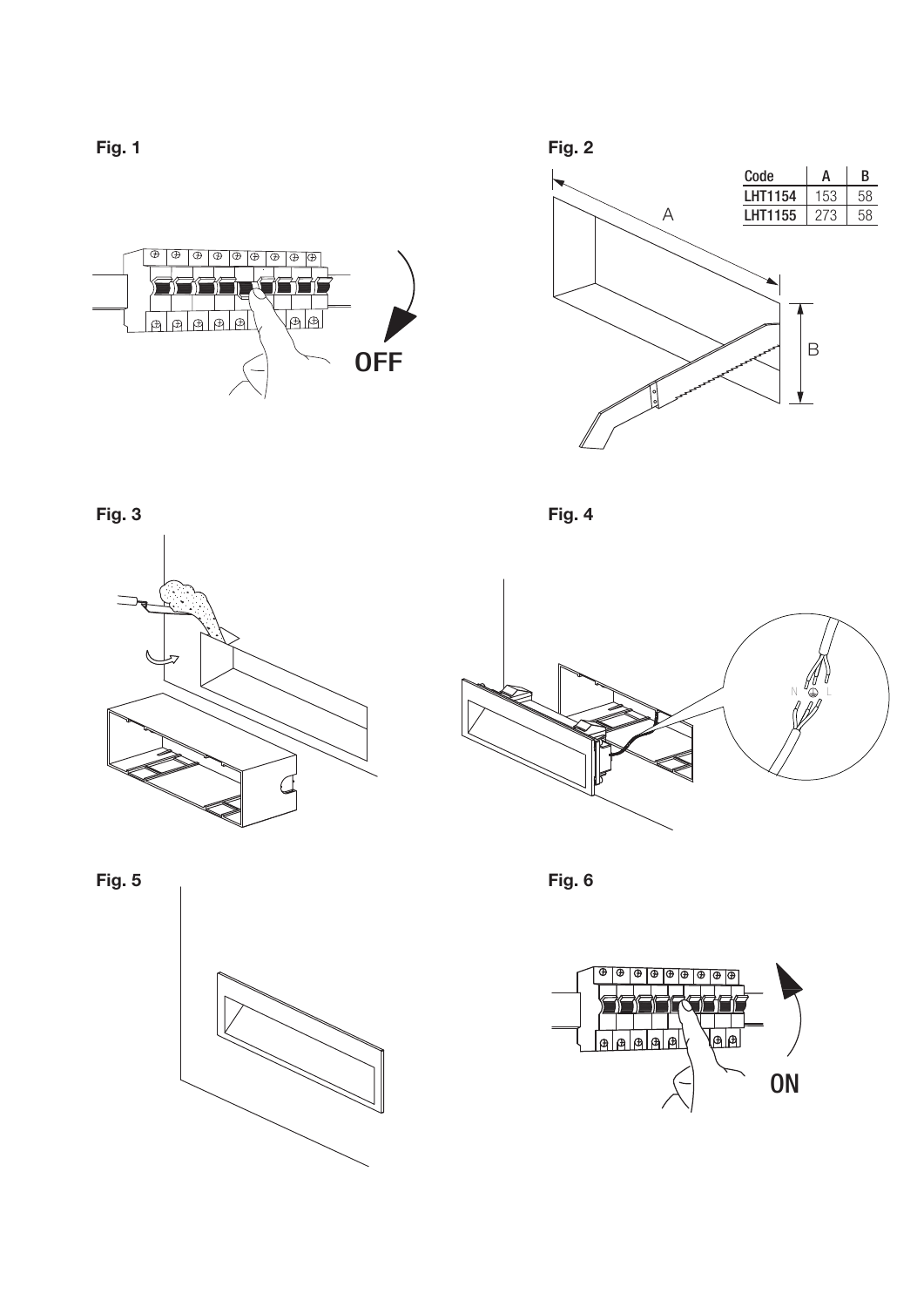**Fig. 1**

OFF

**Fig. 2**

| Code | A | B |
|---|---|---|
| LHT1154 | 153 | 58 |
| LHT1155 | 273 | 58 |

**Fig. 3**

**Fig. 4**

N L

**Fig. 5**

**Fig. 6**

ON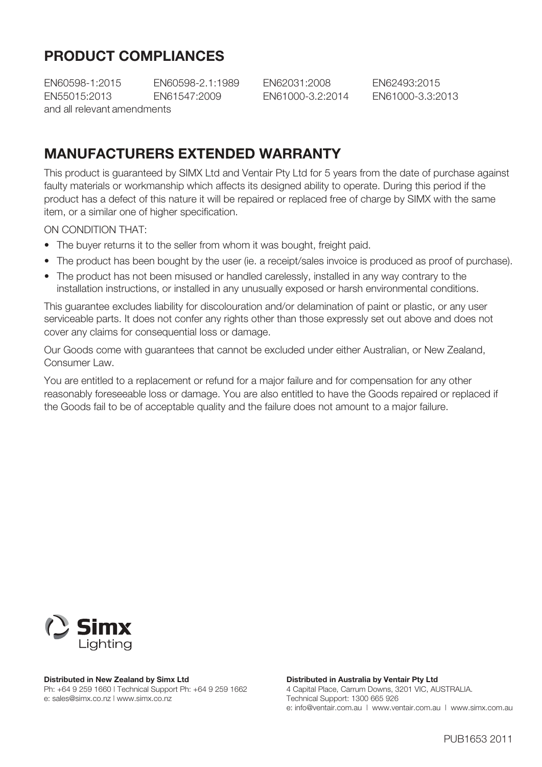## PRODUCT COMPLIANCES

| | | | |
|---|---|---|---|
| EN60598-1:2015 | EN60598-2.1:1989 | EN62031:2008 | EN62493:2015 |
| EN55015:2013 | EN61547:2009 | EN61000-3.2:2014 | EN61000-3.3:2013 |

and all relevant amendments

## MANUFACTURERS EXTENDED WARRANTY

This product is guaranteed by SIMX Ltd and Ventair Pty Ltd for 5 years from the date of purchase against faulty materials or workmanship which affects its designed ability to operate. During this period if the product has a defect of this nature it will be repaired or replaced free of charge by SIMX with the same item, or a similar one of higher specification.

ON CONDITION THAT:

- The buyer returns it to the seller from whom it was bought, freight paid.
- The product has been bought by the user (ie. a receipt/sales invoice is produced as proof of purchase).
- The product has not been misused or handled carelessly, installed in any way contrary to the installation instructions, or installed in any unusually exposed or harsh environmental conditions.

This guarantee excludes liability for discolouration and/or delamination of paint or plastic, or any user serviceable parts. It does not confer any rights other than those expressly set out above and does not cover any claims for consequential loss or damage.

Our Goods come with guarantees that cannot be excluded under either Australian, or New Zealand, Consumer Law.

You are entitled to a replacement or refund for a major failure and for compensation for any other reasonably foreseeable loss or damage. You are also entitled to have the Goods repaired or replaced if the Goods fail to be of acceptable quality and the failure does not amount to a major failure.

Simx Lighting

**Distributed in New Zealand by Simx Ltd**
Ph: +64 9 259 1660 | Technical Support Ph: +64 9 259 1662
e: sales@simx.co.nz | www.simx.co.nz

**Distributed in Australia by Ventair Pty Ltd**
4 Capital Place, Carrum Downs, 3201 VIC, AUSTRALIA.
Technical Support: 1300 665 926
e: info@ventair.com.au | www.ventair.com.au | www.simx.com.au

PUB1653 2011